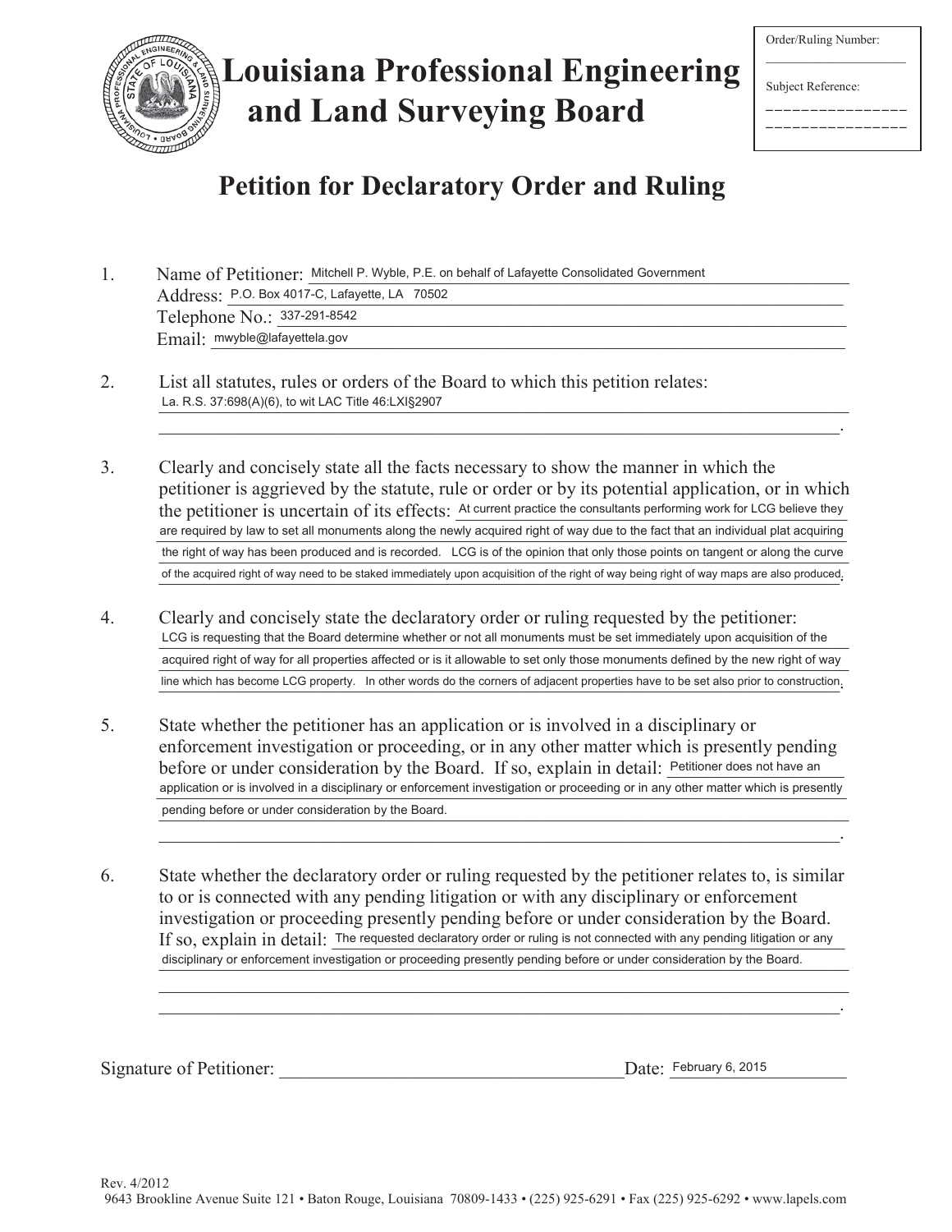# Louisiana Professional Engineering and Land Surveying Board

Order/Ruling Number: ____________________

Subject Reference: ____________________

## Petition for Declaratory Order and Ruling

1. Name of Petitioner: Mitchell P. Wyble, P.E. on behalf of Lafayette Consolidated Government
   Address: P.O. Box 4017-C, Lafayette, LA 70502
   Telephone No.: 337-291-8542
   Email: mwyble@lafayettela.gov

2. List all statutes, rules or orders of the Board to which this petition relates:
   La. R.S. 37:698(A)(6), to wit LAC Title 46:LXI§2907.

3. Clearly and concisely state all the facts necessary to show the manner in which the petitioner is aggrieved by the statute, rule or order or by its potential application, or in which the petitioner is uncertain of its effects: At current practice the consultants performing work for LCG believe they are required by law to set all monuments along the newly acquired right of way due to the fact that an individual plat acquiring the right of way has been produced and is recorded. LCG is of the opinion that only those points on tangent or along the curve of the acquired right of way need to be staked immediately upon acquisition of the right of way being right of way maps are also produced.

4. Clearly and concisely state the declaratory order or ruling requested by the petitioner:
   LCG is requesting that the Board determine whether or not all monuments must be set immediately upon acquisition of the acquired right of way for all properties affected or is it allowable to set only those monuments defined by the new right of way line which has become LCG property. In other words do the corners of adjacent properties have to be set also prior to construction.

5. State whether the petitioner has an application or is involved in a disciplinary or enforcement investigation or proceeding, or in any other matter which is presently pending before or under consideration by the Board. If so, explain in detail: Petitioner does not have an application or is involved in a disciplinary or enforcement investigation or proceeding or in any other matter which is presently pending before or under consideration by the Board.

6. State whether the declaratory order or ruling requested by the petitioner relates to, is similar to or is connected with any pending litigation or with any disciplinary or enforcement investigation or proceeding presently pending before or under consideration by the Board. If so, explain in detail: The requested declaratory order or ruling is not connected with any pending litigation or any disciplinary or enforcement investigation or proceeding presently pending before or under consideration by the Board.

Signature of Petitioner: ______________________________ Date: February 6, 2015

Rev. 4/2012
9643 Brookline Avenue Suite 121 • Baton Rouge, Louisiana 70809-1433 • (225) 925-6291 • Fax (225) 925-6292 • www.lapels.com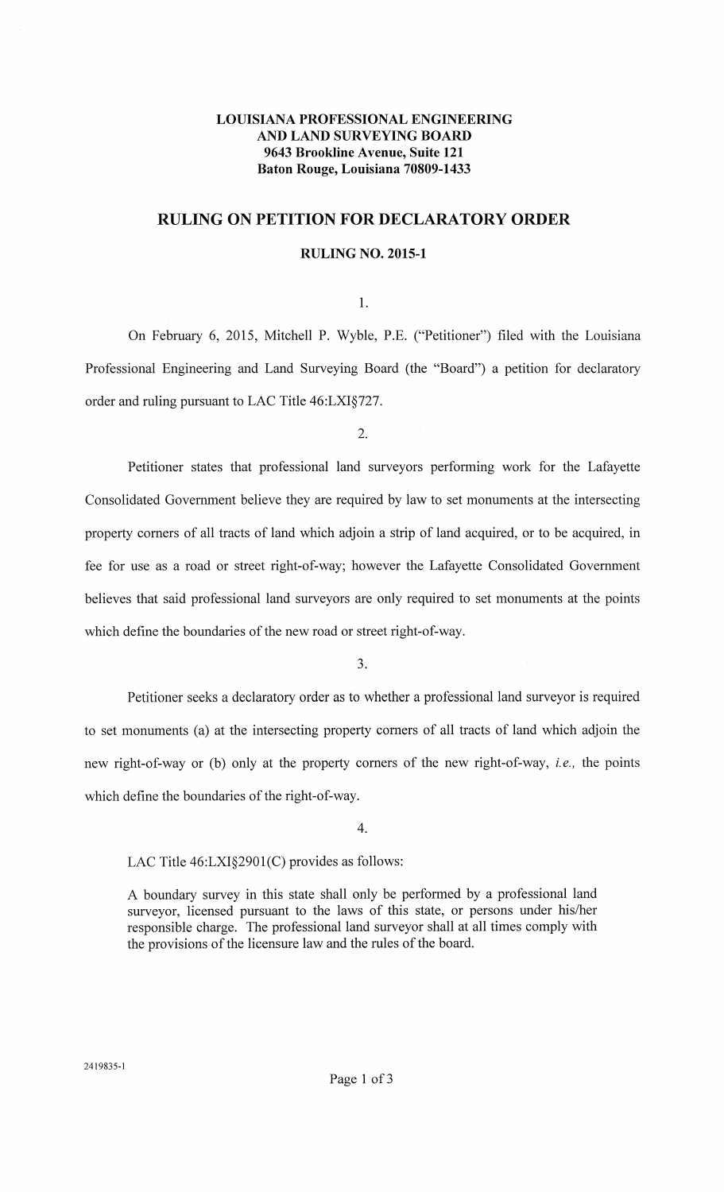**LOUISIANA PROFESSIONAL ENGINEERING AND LAND SURVEYING BOARD**
**9643 Brookline Avenue, Suite 121**
**Baton Rouge, Louisiana 70809-1433**

# RULING ON PETITION FOR DECLARATORY ORDER

**RULING NO. 2015-1**

1.

On February 6, 2015, Mitchell P. Wyble, P.E. ("Petitioner") filed with the Louisiana Professional Engineering and Land Surveying Board (the "Board") a petition for declaratory order and ruling pursuant to LAC Title 46:LXI§727.

2.

Petitioner states that professional land surveyors performing work for the Lafayette Consolidated Government believe they are required by law to set monuments at the intersecting property corners of all tracts of land which adjoin a strip of land acquired, or to be acquired, in fee for use as a road or street right-of-way; however the Lafayette Consolidated Government believes that said professional land surveyors are only required to set monuments at the points which define the boundaries of the new road or street right-of-way.

3.

Petitioner seeks a declaratory order as to whether a professional land surveyor is required to set monuments (a) at the intersecting property corners of all tracts of land which adjoin the new right-of-way or (b) only at the property corners of the new right-of-way, *i.e.,* the points which define the boundaries of the right-of-way.

4.

LAC Title 46:LXI§2901(C) provides as follows:

> A boundary survey in this state shall only be performed by a professional land surveyor, licensed pursuant to the laws of this state, or persons under his/her responsible charge. The professional land surveyor shall at all times comply with the provisions of the licensure law and the rules of the board.

2419835-1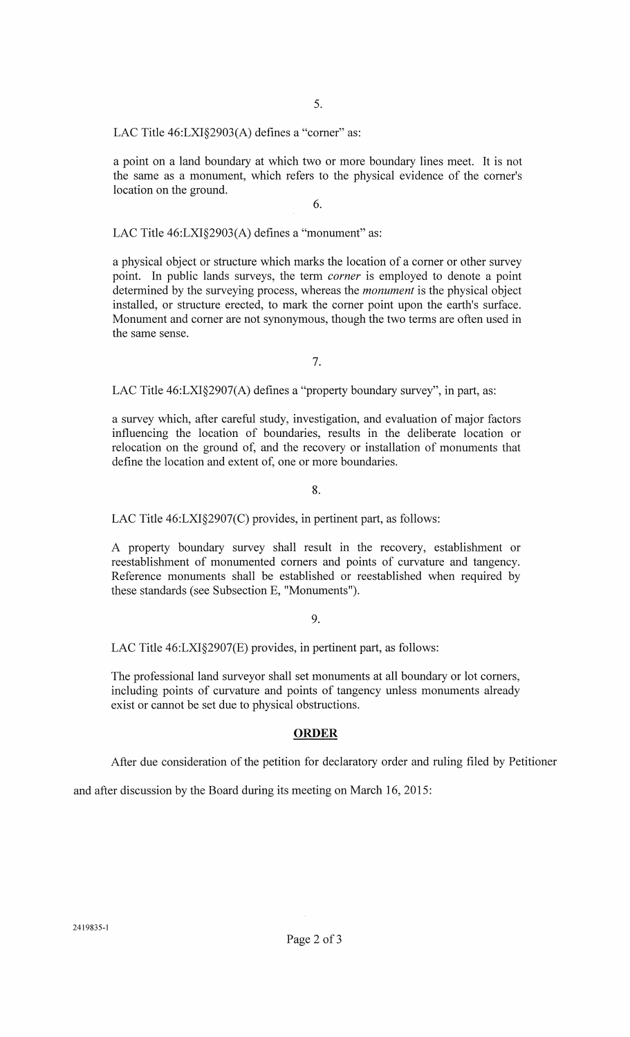5.

LAC Title 46:LXI§2903(A) defines a "corner" as:

a point on a land boundary at which two or more boundary lines meet. It is not the same as a monument, which refers to the physical evidence of the corner's location on the ground.

6.

LAC Title 46:LXI§2903(A) defines a "monument" as:

a physical object or structure which marks the location of a corner or other survey point. In public lands surveys, the term *corner* is employed to denote a point determined by the surveying process, whereas the *monument* is the physical object installed, or structure erected, to mark the corner point upon the earth's surface. Monument and corner are not synonymous, though the two terms are often used in the same sense.

7.

LAC Title 46:LXI§2907(A) defines a "property boundary survey", in part, as:

a survey which, after careful study, investigation, and evaluation of major factors influencing the location of boundaries, results in the deliberate location or relocation on the ground of, and the recovery or installation of monuments that define the location and extent of, one or more boundaries.

8.

LAC Title 46:LXI§2907(C) provides, in pertinent part, as follows:

A property boundary survey shall result in the recovery, establishment or reestablishment of monumented corners and points of curvature and tangency. Reference monuments shall be established or reestablished when required by these standards (see Subsection E, "Monuments").

9.

LAC Title 46:LXI§2907(E) provides, in pertinent part, as follows:

The professional land surveyor shall set monuments at all boundary or lot corners, including points of curvature and points of tangency unless monuments already exist or cannot be set due to physical obstructions.

## ORDER

After due consideration of the petition for declaratory order and ruling filed by Petitioner and after discussion by the Board during its meeting on March 16, 2015:

2419835-1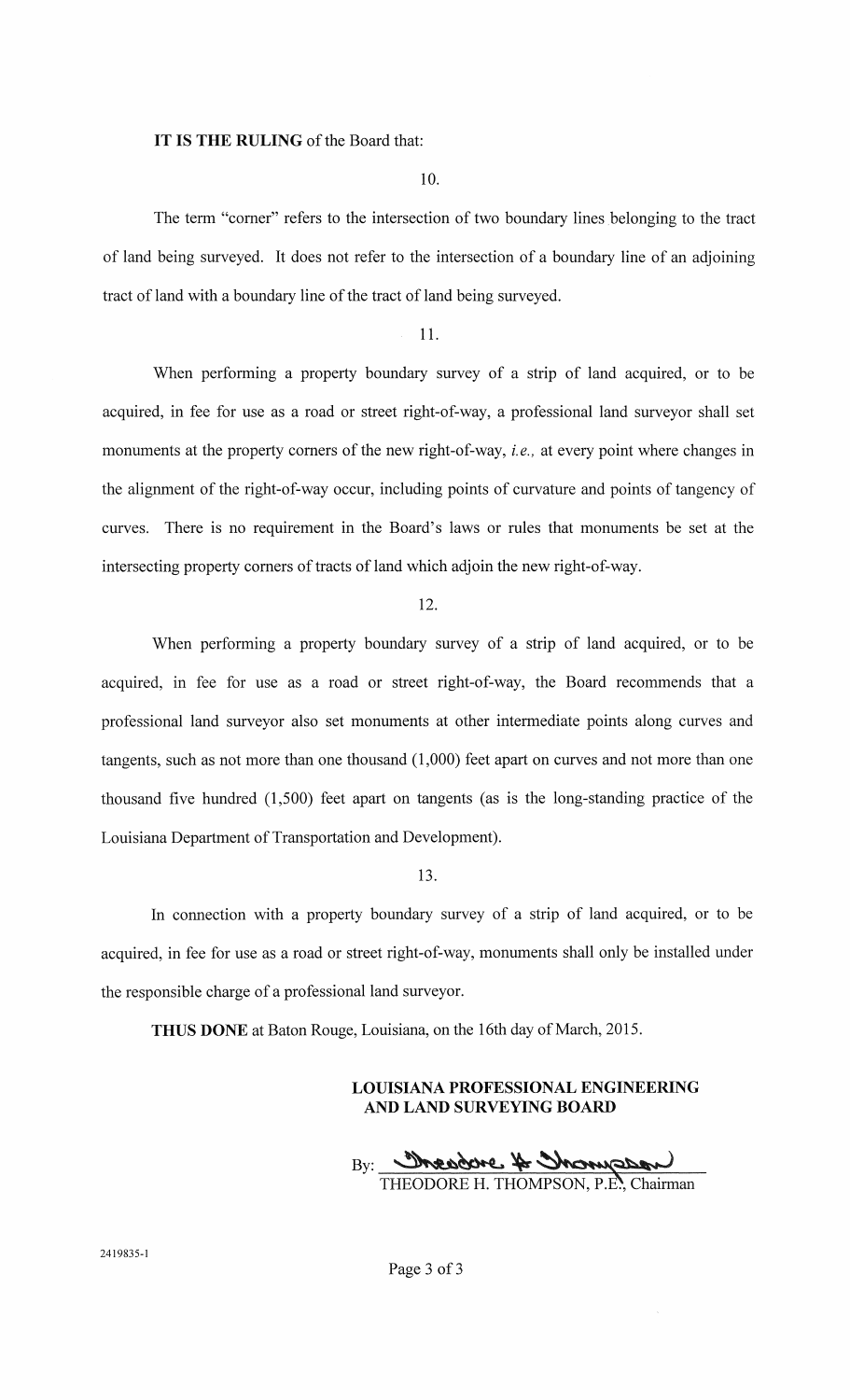**IT IS THE RULING** of the Board that:

10.

The term "corner" refers to the intersection of two boundary lines belonging to the tract of land being surveyed. It does not refer to the intersection of a boundary line of an adjoining tract of land with a boundary line of the tract of land being surveyed.

11.

When performing a property boundary survey of a strip of land acquired, or to be acquired, in fee for use as a road or street right-of-way, a professional land surveyor shall set monuments at the property corners of the new right-of-way, *i.e.,* at every point where changes in the alignment of the right-of-way occur, including points of curvature and points of tangency of curves. There is no requirement in the Board's laws or rules that monuments be set at the intersecting property corners of tracts of land which adjoin the new right-of-way.

12.

When performing a property boundary survey of a strip of land acquired, or to be acquired, in fee for use as a road or street right-of-way, the Board recommends that a professional land surveyor also set monuments at other intermediate points along curves and tangents, such as not more than one thousand (1,000) feet apart on curves and not more than one thousand five hundred (1,500) feet apart on tangents (as is the long-standing practice of the Louisiana Department of Transportation and Development).

13.

In connection with a property boundary survey of a strip of land acquired, or to be acquired, in fee for use as a road or street right-of-way, monuments shall only be installed under the responsible charge of a professional land surveyor.

**THUS DONE** at Baton Rouge, Louisiana, on the 16th day of March, 2015.

**LOUISIANA PROFESSIONAL ENGINEERING AND LAND SURVEYING BOARD**

By: Theodore H. Thompson
THEODORE H. THOMPSON, P.E., Chairman

2419835-1